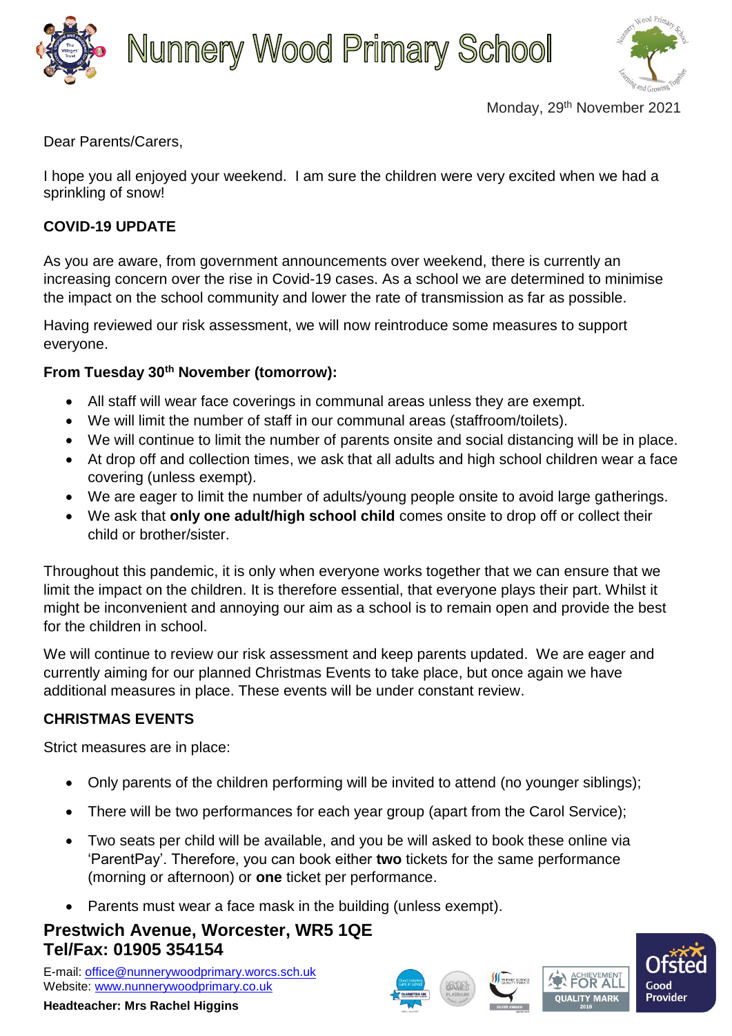# Nunnery Wood Primary School

Monday, 29th November 2021

Dear Parents/Carers,

I hope you all enjoyed your weekend. I am sure the children were very excited when we had a sprinkling of snow!

**COVID-19 UPDATE**

As you are aware, from government announcements over weekend, there is currently an increasing concern over the rise in Covid-19 cases. As a school we are determined to minimise the impact on the school community and lower the rate of transmission as far as possible.

Having reviewed our risk assessment, we will now reintroduce some measures to support everyone.

**From Tuesday 30th November (tomorrow):**

- All staff will wear face coverings in communal areas unless they are exempt.
- We will limit the number of staff in our communal areas (staffroom/toilets).
- We will continue to limit the number of parents onsite and social distancing will be in place.
- At drop off and collection times, we ask that all adults and high school children wear a face covering (unless exempt).
- We are eager to limit the number of adults/young people onsite to avoid large gatherings.
- We ask that **only one adult/high school child** comes onsite to drop off or collect their child or brother/sister.

Throughout this pandemic, it is only when everyone works together that we can ensure that we limit the impact on the children. It is therefore essential, that everyone plays their part. Whilst it might be inconvenient and annoying our aim as a school is to remain open and provide the best for the children in school.

We will continue to review our risk assessment and keep parents updated. We are eager and currently aiming for our planned Christmas Events to take place, but once again we have additional measures in place. These events will be under constant review.

**CHRISTMAS EVENTS**

Strict measures are in place:

- Only parents of the children performing will be invited to attend (no younger siblings);
- There will be two performances for each year group (apart from the Carol Service);
- Two seats per child will be available, and you be will asked to book these online via 'ParentPay'. Therefore, you can book either **two** tickets for the same performance (morning or afternoon) or **one** ticket per performance.
- Parents must wear a face mask in the building (unless exempt).

**Prestwich Avenue, Worcester, WR5 1QE**
**Tel/Fax: 01905 354154**

E-mail: office@nunnerywoodprimary.worcs.sch.uk
Website: www.nunnerywoodprimary.co.uk

**Headteacher: Mrs Rachel Higgins**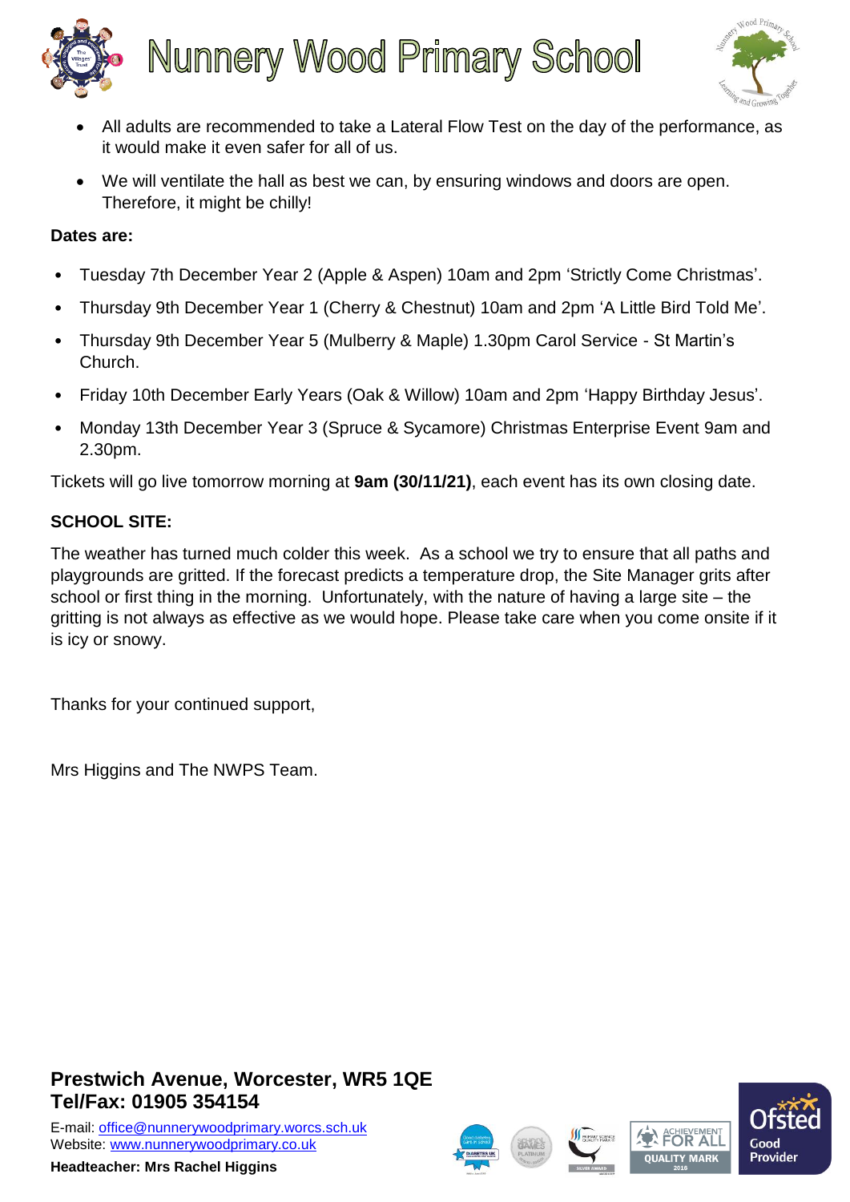- All adults are recommended to take a Lateral Flow Test on the day of the performance, as it would make it even safer for all of us.
- We will ventilate the hall as best we can, by ensuring windows and doors are open. Therefore, it might be chilly!

**Dates are:**

- Tuesday 7th December Year 2 (Apple & Aspen) 10am and 2pm 'Strictly Come Christmas'.
- Thursday 9th December Year 1 (Cherry & Chestnut) 10am and 2pm 'A Little Bird Told Me'.
- Thursday 9th December Year 5 (Mulberry & Maple) 1.30pm Carol Service - St Martin's Church.
- Friday 10th December Early Years (Oak & Willow) 10am and 2pm 'Happy Birthday Jesus'.
- Monday 13th December Year 3 (Spruce & Sycamore) Christmas Enterprise Event 9am and 2.30pm.

Tickets will go live tomorrow morning at **9am (30/11/21)**, each event has its own closing date.

**SCHOOL SITE:**

The weather has turned much colder this week. As a school we try to ensure that all paths and playgrounds are gritted. If the forecast predicts a temperature drop, the Site Manager grits after school or first thing in the morning. Unfortunately, with the nature of having a large site – the gritting is not always as effective as we would hope. Please take care when you come onsite if it is icy or snowy.

Thanks for your continued support,

Mrs Higgins and The NWPS Team.